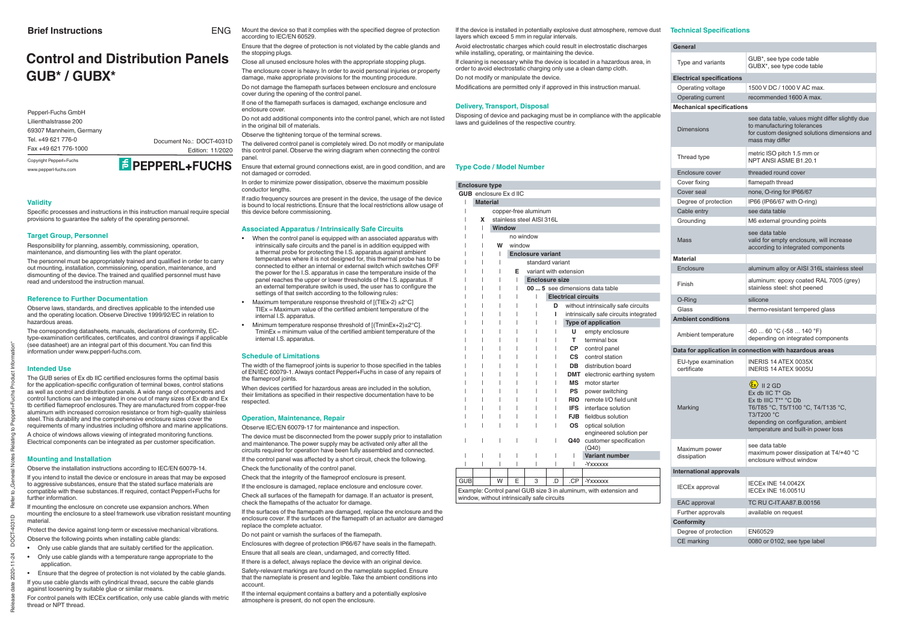**Brief Instructions** ENG

# Control and Distribution Panels GUB* / GUBX*

Pepperl+Fuchs GmbH
Lilienthalstrasse 200
69307 Mannheim, Germany
Tel. +49 621 776-0
Fax +49 621 776-1000

Document No.: DOCT-4031D
Edition: 11/2020

Copyright Pepperl+Fuchs
www.pepperl-fuchs.com

PEPPERL+FUCHS

## Validity

Specific processes and instructions in this instruction manual require special provisions to guarantee the safety of the operating personnel.

## Target Group, Personnel

Responsibility for planning, assembly, commissioning, operation, maintenance, and dismounting lies with the plant operator.

The personnel must be appropriately trained and qualified in order to carry out mounting, installation, commissioning, operation, maintenance, and dismounting of the device. The trained and qualified personnel must have read and understood the instruction manual.

## Reference to Further Documentation

Observe laws, standards, and directives applicable to the intended use and the operating location. Observe Directive 1999/92/EC in relation to hazardous areas.

The corresponding datasheets, manuals, declarations of conformity, EC-type-examination certificates, certificates, and control drawings if applicable (see datasheet) are an integral part of this document. You can find this information under www.pepperl-fuchs.com.

## Intended Use

The GUB series of Ex db IIC certified enclosures forms the optimal basis for the application-specific configuration of terminal boxes, control stations as well as control and distribution panels. A wide range of components and control functions can be integrated in one out of many sizes of Ex db and Ex tb certified flameproof enclosures. They are manufactured from copper-free aluminum with increased corrosion resistance or from high-quality stainless steel. This durability and the comprehensive enclosure sizes cover the requirements of many industries including offshore and marine applications.

A choice of windows allows viewing of integrated monitoring functions. Electrical components can be integrated as per customer specification.

## Mounting and Installation

Observe the installation instructions according to IEC/EN 60079-14.

If you intend to install the device or enclosure in areas that may be exposed to aggressive substances, ensure that the stated surface materials are compatible with these substances. If required, contact Pepperl+Fuchs for further information.

If mounting the enclosure on concrete use expansion anchors. When mounting the enclosure to a steel framework use vibration resistant mounting material.

Protect the device against long-term or excessive mechanical vibrations.

Observe the following points when installing cable glands:

- Only use cable glands that are suitably certified for the application.
- Only use cable glands with a temperature range appropriate to the application.
- Ensure that the degree of protection is not violated by the cable glands.

If you use cable glands with cylindrical thread, secure the cable glands against loosening by suitable glue or similar means.

For control panels with IECEx certification, only use cable glands with metric thread or NPT thread.

Mount the device so that it complies with the specified degree of protection according to IEC/EN 60529.

Ensure that the degree of protection is not violated by the cable glands and the stopping plugs.

Close all unused enclosure holes with the appropriate stopping plugs.

The enclosure cover is heavy. In order to avoid personal injuries or property damage, make appropriate provisions for the mounting procedure.

Do not damage the flamepath surfaces between enclosure and enclosure cover during the opening of the control panel.

If one of the flamepath surfaces is damaged, exchange enclosure and enclosure cover.

Do not add additional components into the control panel, which are not listed in the original bill of materials.

Observe the tightening torque of the terminal screws.

The delivered control panel is completely wired. Do not modify or manipulate this control panel. Observe the wiring diagram when connecting the control panel.

Ensure that external ground connections exist, are in good condition, and are not damaged or corroded.

In order to minimize power dissipation, observe the maximum possible conductor lengths.

If radio frequency sources are present in the device, the usage of the device is bound to local restrictions. Ensure that the local restrictions allow usage of this device before commissioning.

## Associated Apparatus / Intrinsically Safe Circuits

- When the control panel is equipped with an associated apparatus with intrinsically safe circuits and the panel is in addition equipped with a thermal probe for protecting the I.S. apparatus against ambient temperatures where it is not designed for, this thermal probe has to be connected to either an internal or external switch which switches OFF the power for the I.S. apparatus in case the temperature inside of the panel reaches the upper or lower thresholds of the I.S. apparatus. If an external temperature switch is used, the user has to configure the settings of that switch according to the following rules:
- Maximum temperature response threshold of [(TIEx-2) ±2°C]
  TIEx = Maximum value of the certified ambient temperature of the internal I.S. apparatus.
- Minimum temperature response threshold of [(TminEx+2)±2°C].
  TminEx = minimum value of the certified ambient temperature of the internal I.S. apparatus.

## Schedule of Limitations

The width of the flameproof joints is superior to those specified in the tables of EN/IEC 60079-1. Always contact Pepperl+Fuchs in case of any repairs of the flameproof joints.

When devices certified for hazardous areas are included in the solution, their limitations as specified in their respective documentation have to be respected.

## Operation, Maintenance, Repair

Observe IEC/EN 60079-17 for maintenance and inspection.

The device must be disconnected from the power supply prior to installation and maintenance. The power supply may be activated only after all the circuits required for operation have been fully assembled and connected.

If the control panel was affected by a short circuit, check the following.

Check the functionality of the control panel.

Check that the integrity of the flameproof enclosure is present.

If the enclosure is damaged, replace enclosure and enclosure cover.

Check all surfaces of the flamepath for damage. If an actuator is present, check the flamepaths of the actuator for damage.

If the surfaces of the flamepath are damaged, replace the enclosure and the enclosure cover. If the surfaces of the flamepath of an actuator are damaged replace the complete actuator.

Do not paint or varnish the surfaces of the flamepath.

Enclosures with degree of protection IP66/67 have seals in the flamepath.

Ensure that all seals are clean, undamaged, and correctly fitted.

If there is a defect, always replace the device with an original device.

Safety-relevant markings are found on the nameplate supplied. Ensure that the nameplate is present and legible. Take the ambient conditions into account.

If the internal equipment contains a battery and a potentially explosive atmosphere is present, do not open the enclosure.

If the device is installed in potentially explosive dust atmosphere, remove dust layers which exceed 5 mm in regular intervals.

Avoid electrostatic charges which could result in electrostatic discharges while installing, operating, or maintaining the device.

If cleaning is necessary while the device is located in a hazardous area, in order to avoid electrostatic charging only use a clean damp cloth.

Do not modify or manipulate the device.

Modifications are permitted only if approved in this instruction manual.

## Delivery, Transport, Disposal

Disposing of device and packaging must be in compliance with the applicable laws and guidelines of the respective country.

## Type Code / Model Number

**Enclosure type**
- **GUB** enclosure Ex d IIC

**Material**
- (blank) copper-free aluminum
- **X** stainless steel AISI 316L

**Window**
- (blank) no window
- **W** window

**Enclosure variant**
- (blank) standard variant
- **E** variant with extension

**Enclosure size**
- **00 ... 5** see dimensions data table

**Electrical circuits**
- **D** without intrinsically safe circuits
- **I** intrinsically safe circuits integrated

**Type of application**
- **U** empty enclosure
- **T** terminal box
- **CP** control panel
- **CS** control station
- **DB** distribution board
- **DMT** electronic earthing system
- **MS** motor starter
- **PS** power switching
- **RIO** remote I/O field unit
- **IFS** interface solution
- **FJB** fieldbus solution
- **OS** optical solution
- **Q40** engineered solution per customer specification (Q40)

**Variant number**
- -Yxxxxxx

| GUB | | W | E | 3 | .D | .CP | -Yxxxxxx |
|---|---|---|---|---|---|---|---|

Example: Control panel GUB size 3 in aluminum, with extension and window, without intrinsically safe circuits

## Technical Specifications

| | |
|---|---|
| **General** | |
| Type and variants | GUB*, see type code table<br>GUBX*, see type code table |
| **Electrical specifications** | |
| Operating voltage | 1500 V DC / 1000 V AC max. |
| Operating current | recommended 1600 A max. |
| **Mechanical specifications** | |
| Dimensions | see data table, values might differ slightly due to manufacturing tolerances<br>for custom designed solutions dimensions and mass may differ |
| Thread type | metric ISO pitch 1.5 mm or<br>NPT ANSI ASME B1.20.1 |
| Enclosure cover | threaded round cover |
| Cover fixing | flamepath thread |
| Cover seal | none, O-ring for IP66/67 |
| Degree of protection | IP66 (IP66/67 with O-ring) |
| Cable entry | see data table |
| Grounding | M6 external grounding points |
| Mass | see data table<br>valid for empty enclosure, will increase according to integrated components |
| **Material** | |
| Enclosure | aluminum alloy or AISI 316L stainless steel |
| Finish | aluminum: epoxy coated RAL 7005 (grey)<br>stainless steel: shot peened |
| O-Ring | silicone |
| Glass | thermo-resistant tempered glass |
| **Ambient conditions** | |
| Ambient temperature | -60 ... 60 °C (-58 ... 140 °F)<br>depending on integrated components |
| **Data for application in connection with hazardous areas** | |
| EU-type examination certificate | INERIS 14 ATEX 0035X<br>INERIS 14 ATEX 9005U |
| Marking | Ex II 2 GD<br>Ex db IIC T* Gb<br>Ex tb IIIC T** °C Db<br>T6/T85 °C, T5/T100 °C, T4/T135 °C, T3/T200 °C<br>depending on configuration, ambient temperature and built-in power loss |
| Maximum power dissipation | see data table<br>maximum power dissipation at T4/+40 °C enclosure without window |
| **International approvals** | |
| IECEx approval | IECEx INE 14.0042X<br>IECEx INE 16.0051U |
| EAC approval | TC RU C-IT.AA87.B.00156 |
| Further approvals | available on request |
| **Conformity** | |
| Degree of protection | EN60529 |
| CE marking | 0080 or 0102, see type label |

Release date 2020-11-24 DOCT-4031D Refer to „General Notes Relating to Pepperl+Fuchs Product Information".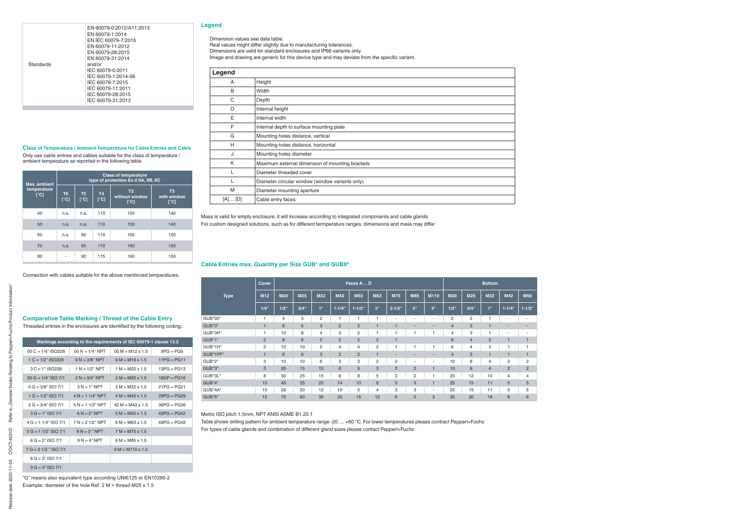| Standards | EN 60079-0:2012/A11:2013<br>EN 60079-1:2014<br>EN IEC 60079-7:2015<br>EN 60079-11:2012<br>EN 60079-28:2015<br>EN 60079-31:2014<br>and/or<br>IEC 60079-0:2011<br>IEC 60079-1:2014-06<br>IEC 60079-7:2015<br>IEC 60079-11:2011<br>IEC 60079-28:2015<br>IEC 60079-31:2013 |
|---|---|

### Class of Temperature / Ambient Temperature for Cable Entries and Cable

Only use cable entries and cables suitable for the class of temperature / ambient temperature as reported in the following table.

| Max. ambient temperature [°C] | Class of temperature type of protection Ex d IIA, IIB, IIC | | | | |
|---|---|---|---|---|---|
| | T6 [°C] | T5 [°C] | T4 [°C] | T3 without window [°C] | T3 with window [°C] |
| 40 | n.a. | n.a. | 110 | 150 | 140 |
| 50 | n.a. | n.a. | 110 | 150 | 140 |
| 60 | n.a. | 90 | 110 | 150 | 150 |
| 70 | n.a. | 90 | 110 | 160 | 150 |
| 80 | - | 90 | 115 | 160 | 150 |

Connection with cables suitable for the above mentioned temperatures.

### Comparative Table Marking / Thread of the Cable Entry

Threaded entries in the enclosures are identified by the following coding:

| Markings according to the requirements of IEC 60079-1 clause 13.2 | | | |
|---|---|---|---|
| 00 C = 1/4" ISO228 | 00 N = 1/4" NPT | 00 M = M12 x 1.5 | 9PG = PG9 |
| 1 C = 1/2" ISO228 | 0 N = 3/8" NPT | 0 M = M16 x 1.5 | 11PG = PG11 |
| 3 C = 1" ISO228 | 1 N = 1/2" NPT | 1 M = M20 x 1.5 | 13PG = PG13 |
| 00 G = 1/4" ISO 7/1 | 2 N = 3/4" NPT | 2 M = M25 x 1.5 | 16GP = PG16 |
| 0 G = 3/8" ISO 7/1 | 3 N = 1" NPT | 3 M = M32 x 1.5 | 21PG = PG21 |
| 1 G = 1/2" ISO 7/1 | 4 N = 1 1/4" NPT | 4 M = M40 x 1.5 | 29PG = PG29 |
| 2 G = 3/4" ISO 7/1 | 5 N = 1 1/2" NPT | 42 M = M42 x 1.5 | 36PG = PG36 |
| 3 G = 1" ISO 7/1 | 6 N = 2" NPT | 5 M = M50 x 1.5 | 42PG = PG42 |
| 4 G = 1 1/4" ISO 7/1 | 7 N = 2 1/2" NPT | 6 M = M63 x 1.5 | 48PG = PG48 |
| 5 G = 1 1/2" ISO 7/1 | 8 N = 3 " NPT | 7 M = M75 x 1.5 | |
| 6 G = 2" ISO 7/1 | 9 N = 4" NPT | 8 M = M85 x 1.5 | |
| 7 G = 2 1/2 " ISO 7/1 | | 9 M = M110 x 1.5 | |
| 8 G = 3" ISO 7/1 | | | |
| 9 G = 4" ISO 7/1 | | | |

"G" means also equivalent type according UNI6125 or EN10266-2
Example: diameter of the hole Ref. 2 M = thread M25 x 1.5

### Legend

Dimension values see data table.
Real values might differ slightly due to manufacturing tolerances.
Dimensions are valid for standard enclosures and IP66 variants only.
Image and drawing are generic for this device type and may deviate from the specific variant.

| Legend | |
|---|---|
| A | Height |
| B | Width |
| C | Depth |
| D | Internal height |
| E | Internal width |
| F | Internal depth to surface mounting plate |
| G | Mounting holes distance, vertical |
| H | Mounting holes distance, horizontal |
| J | Mounting holes diameter |
| K | Maximum external dimension of mounting brackets |
| L | Diameter threaded cover |
| L | Diameter circular window (window variants only) |
| M | Diameter mounting aperture |
| [A] ... [D] | Cable entry faces |

Mass is valid for empty enclosure, it will increase according to integrated components and cable glands
For custom designed solutions, such as for different termperature ranges, dimensions and mass may differ

### Cable Entries max. Quantity per Size GUB* and GUBX*

| Type | Cover | Faces A ... D | | | | | | | | | Bottom | | | | |
|---|---|---|---|---|---|---|---|---|---|---|---|---|---|---|---|
| | M12 | M20 | M25 | M32 | M42 | M50 | M63 | M75 | M85 | M110 | M20 | M25 | M32 | M42 | M50 |
| | 1/4" | 1/2" | 3/4" | 1" | 1-1/4" | 1-1/2" | 2" | 2-1/2" | 3" | 4" | 1/2" | 3/4" | 1" | 1-1/4" | 1-1/2" |
| GUB*00* | 1 | 4 | 3 | 2 | 1 | 1 | 1 | - | - | - | 2 | 2 | 1 | - | - |
| GUB*0* | 1 | 6 | 5 | 3 | 2 | 2 | 1 | 1 | - | - | 4 | 3 | 1 | - | - |
| GUB*0H* | 1 | 10 | 8 | 4 | 3 | 2 | 1 | 1 | 1 | 1 | 4 | 3 | 1 | - | - |
| GUB*1* | 2 | 8 | 8 | 5 | 2 | 2 | 2 | 1 | | | 6 | 4 | 2 | 1 | 1 |
| GUB*1H* | 2 | 12 | 10 | 5 | 4 | 4 | 2 | 1 | 1 | 1 | 6 | 4 | 2 | 1 | 1 |
| GUB*1PF* | 1 | 8 | 6 | 3 | 2 | 2 | 1 | - | - | - | 4 | 3 | 1 | 1 | 1 |
| GUB*2* | 3 | 10 | 10 | 6 | 3 | 3 | 2 | 2 | - | - | 10 | 8 | 4 | 2 | 2 |
| GUB*3* | 3 | 20 | 15 | 10 | 6 | 5 | 3 | 2 | 2 | 1 | 10 | 8 | 4 | 2 | 2 |
| GUB*3L* | 8 | 30 | 25 | 15 | 8 | 8 | 5 | 3 | 2 | 1 | 20 | 12 | 10 | 4 | 4 |
| GUB*4* | 10 | 45 | 35 | 20 | 14 | 10 | 8 | 5 | 3 | 1 | 25 | 15 | 11 | 5 | 5 |
| GUB*4A* | 10 | 28 | 20 | 12 | 10 | 5 | 4 | 3 | 3 | - | 25 | 15 | 11 | 5 | 5 |
| GUB*5* | 12 | 70 | 60 | 35 | 20 | 15 | 12 | 6 | 5 | 3 | 35 | 20 | 18 | 6 | 6 |

Metric ISO pitch 1.5mm, NPT ANSI ASME B1.20.1
Table shows drilling pattern for ambient temperature range -20 … +60 °C. For lower temperatures please contract Pepperl+Fuchs
For types of cable glands and combination of different gland sizes please contact Pepperl+Fuchs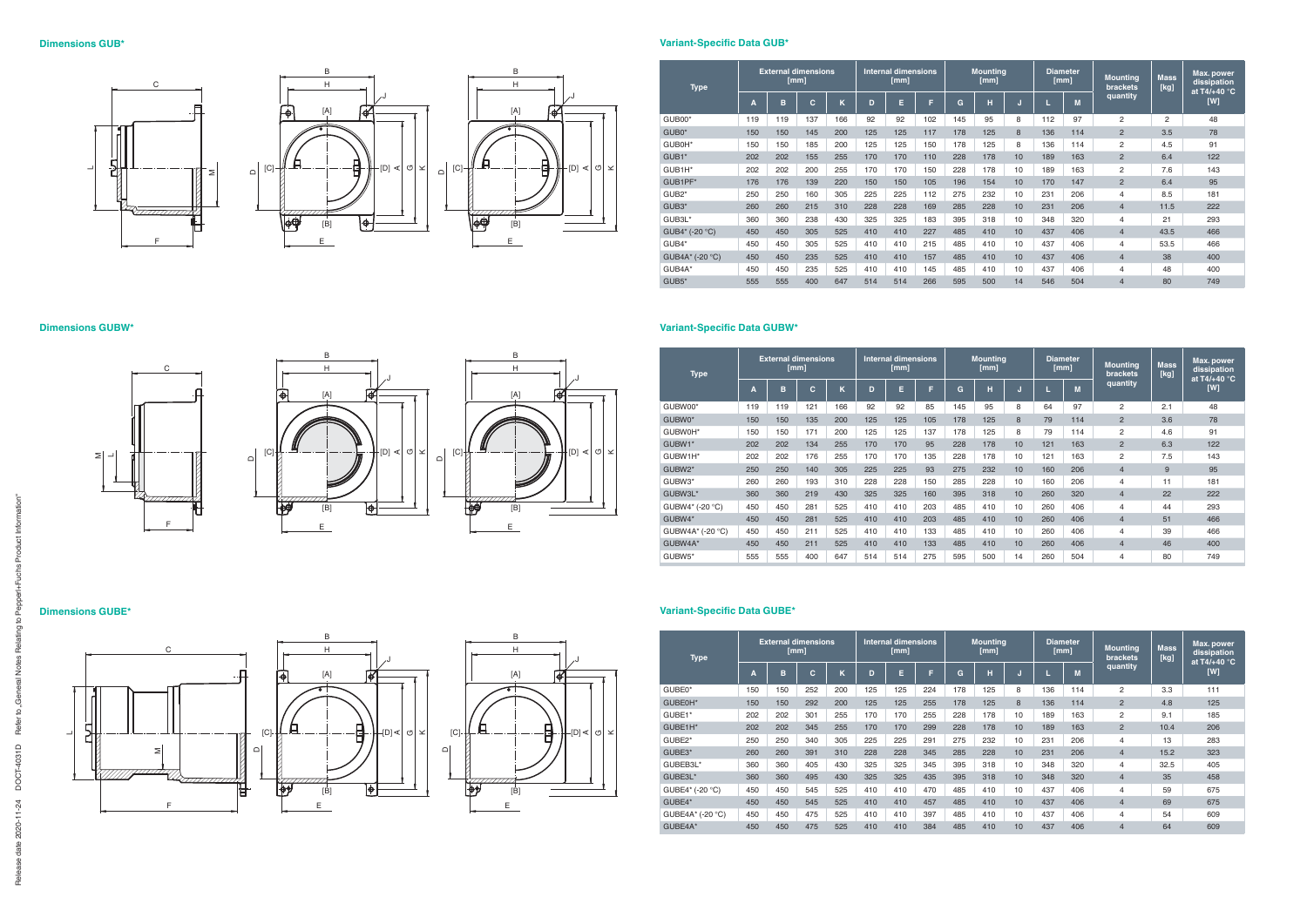## Dimensions GUB*

## Variant-Specific Data GUB*

| Type | External dimensions [mm] | | | | Internal dimensions [mm] | | | Mounting [mm] | | | Diameter [mm] | | Mounting brackets quantity | Mass [kg] | Max. power dissipation at T4/+40 °C [W] |
|---|---|---|---|---|---|---|---|---|---|---|---|---|---|---|---|
| | A | B | C | K | D | E | F | G | H | J | L | M | | | |
| GUB00* | 119 | 119 | 137 | 166 | 92 | 92 | 102 | 145 | 95 | 8 | 112 | 97 | 2 | 2 | 48 |
| GUB0* | 150 | 150 | 145 | 200 | 125 | 125 | 117 | 178 | 125 | 8 | 136 | 114 | 2 | 3.5 | 78 |
| GUB0H* | 150 | 150 | 185 | 200 | 125 | 125 | 150 | 178 | 125 | 8 | 136 | 114 | 2 | 4.5 | 91 |
| GUB1* | 202 | 202 | 155 | 255 | 170 | 170 | 110 | 228 | 178 | 10 | 189 | 163 | 2 | 6.4 | 122 |
| GUB1H* | 202 | 202 | 200 | 255 | 170 | 170 | 150 | 228 | 178 | 10 | 189 | 163 | 2 | 7.6 | 143 |
| GUB1PF* | 176 | 176 | 139 | 220 | 150 | 150 | 105 | 196 | 154 | 10 | 170 | 147 | 2 | 6.4 | 95 |
| GUB2* | 250 | 250 | 160 | 305 | 225 | 225 | 112 | 275 | 232 | 10 | 231 | 206 | 4 | 8.5 | 181 |
| GUB3* | 260 | 260 | 215 | 310 | 228 | 228 | 169 | 285 | 228 | 10 | 231 | 206 | 4 | 11.5 | 222 |
| GUB3L* | 360 | 360 | 238 | 430 | 325 | 325 | 183 | 395 | 318 | 10 | 348 | 320 | 4 | 21 | 293 |
| GUB4* (-20 °C) | 450 | 450 | 305 | 525 | 410 | 410 | 227 | 485 | 410 | 10 | 437 | 406 | 4 | 43.5 | 466 |
| GUB4* | 450 | 450 | 305 | 525 | 410 | 410 | 215 | 485 | 410 | 10 | 437 | 406 | 4 | 53.5 | 466 |
| GUB4A* (-20 °C) | 450 | 450 | 235 | 525 | 410 | 410 | 157 | 485 | 410 | 10 | 437 | 406 | 4 | 38 | 400 |
| GUB4A* | 450 | 450 | 235 | 525 | 410 | 410 | 145 | 485 | 410 | 10 | 437 | 406 | 4 | 48 | 400 |
| GUB5* | 555 | 555 | 400 | 647 | 514 | 514 | 266 | 595 | 500 | 14 | 546 | 504 | 4 | 80 | 749 |

## Dimensions GUBW*

## Variant-Specific Data GUBW*

| Type | External dimensions [mm] | | | | Internal dimensions [mm] | | | Mounting [mm] | | | Diameter [mm] | | Mounting brackets quantity | Mass [kg] | Max. power dissipation at T4/+40 °C [W] |
|---|---|---|---|---|---|---|---|---|---|---|---|---|---|---|---|
| | A | B | C | K | D | E | F | G | H | J | L | M | | | |
| GUBW00* | 119 | 119 | 121 | 166 | 92 | 92 | 85 | 145 | 95 | 8 | 64 | 97 | 2 | 2.1 | 48 |
| GUBW0* | 150 | 150 | 135 | 200 | 125 | 125 | 105 | 178 | 125 | 8 | 79 | 114 | 2 | 3.6 | 78 |
| GUBW0H* | 150 | 150 | 171 | 200 | 125 | 125 | 137 | 178 | 125 | 8 | 79 | 114 | 2 | 4.6 | 91 |
| GUBW1* | 202 | 202 | 134 | 255 | 170 | 170 | 95 | 228 | 178 | 10 | 121 | 163 | 2 | 6.3 | 122 |
| GUBW1H* | 202 | 202 | 176 | 255 | 170 | 170 | 135 | 228 | 178 | 10 | 121 | 163 | 2 | 7.5 | 143 |
| GUBW2* | 250 | 250 | 140 | 305 | 225 | 225 | 93 | 275 | 232 | 10 | 160 | 206 | 4 | 9 | 95 |
| GUBW3* | 260 | 260 | 193 | 310 | 228 | 228 | 150 | 285 | 228 | 10 | 160 | 206 | 4 | 11 | 181 |
| GUBW3L* | 360 | 360 | 219 | 430 | 325 | 325 | 160 | 395 | 318 | 10 | 260 | 320 | 4 | 22 | 222 |
| GUBW4* (-20 °C) | 450 | 450 | 281 | 525 | 410 | 410 | 203 | 485 | 410 | 10 | 260 | 406 | 4 | 44 | 293 |
| GUBW4* | 450 | 450 | 281 | 525 | 410 | 410 | 203 | 485 | 410 | 10 | 260 | 406 | 4 | 51 | 466 |
| GUBW4A* (-20 °C) | 450 | 450 | 211 | 525 | 410 | 410 | 133 | 485 | 410 | 10 | 260 | 406 | 4 | 39 | 466 |
| GUBW4A* | 450 | 450 | 211 | 525 | 410 | 410 | 133 | 485 | 410 | 10 | 260 | 406 | 4 | 46 | 400 |
| GUBW5* | 555 | 555 | 400 | 647 | 514 | 514 | 275 | 595 | 500 | 14 | 260 | 504 | 4 | 80 | 749 |

## Dimensions GUBE*

## Variant-Specific Data GUBE*

| Type | External dimensions [mm] | | | | Internal dimensions [mm] | | | Mounting [mm] | | | Diameter [mm] | | Mounting brackets quantity | Mass [kg] | Max. power dissipation at T4/+40 °C [W] |
|---|---|---|---|---|---|---|---|---|---|---|---|---|---|---|---|
| | A | B | C | K | D | E | F | G | H | J | L | M | | | |
| GUBE0* | 150 | 150 | 252 | 200 | 125 | 125 | 224 | 178 | 125 | 8 | 136 | 114 | 2 | 3.3 | 111 |
| GUBE0H* | 150 | 150 | 292 | 200 | 125 | 125 | 255 | 178 | 125 | 8 | 136 | 114 | 2 | 4.8 | 125 |
| GUBE1* | 202 | 202 | 301 | 255 | 170 | 170 | 255 | 228 | 178 | 10 | 189 | 163 | 2 | 9.1 | 185 |
| GUBE1H* | 202 | 202 | 345 | 255 | 170 | 170 | 299 | 228 | 178 | 10 | 189 | 163 | 2 | 10.4 | 206 |
| GUBE2* | 250 | 250 | 340 | 305 | 225 | 225 | 291 | 275 | 232 | 10 | 231 | 206 | 4 | 13 | 283 |
| GUBE3* | 260 | 260 | 391 | 310 | 228 | 228 | 345 | 285 | 228 | 10 | 231 | 206 | 4 | 15.2 | 323 |
| GUBEB3L* | 360 | 360 | 405 | 430 | 325 | 325 | 345 | 395 | 318 | 10 | 348 | 320 | 4 | 32.5 | 405 |
| GUBE3L* | 360 | 360 | 495 | 430 | 325 | 325 | 435 | 395 | 318 | 10 | 348 | 320 | 4 | 35 | 458 |
| GUBE4* (-20 °C) | 450 | 450 | 545 | 525 | 410 | 410 | 470 | 485 | 410 | 10 | 437 | 406 | 4 | 59 | 675 |
| GUBE4* | 450 | 450 | 545 | 525 | 410 | 410 | 457 | 485 | 410 | 10 | 437 | 406 | 4 | 69 | 675 |
| GUBE4A* (-20 °C) | 450 | 450 | 475 | 525 | 410 | 410 | 397 | 485 | 410 | 10 | 437 | 406 | 4 | 54 | 609 |
| GUBE4A* | 450 | 450 | 475 | 525 | 410 | 410 | 384 | 485 | 410 | 10 | 437 | 406 | 4 | 64 | 609 |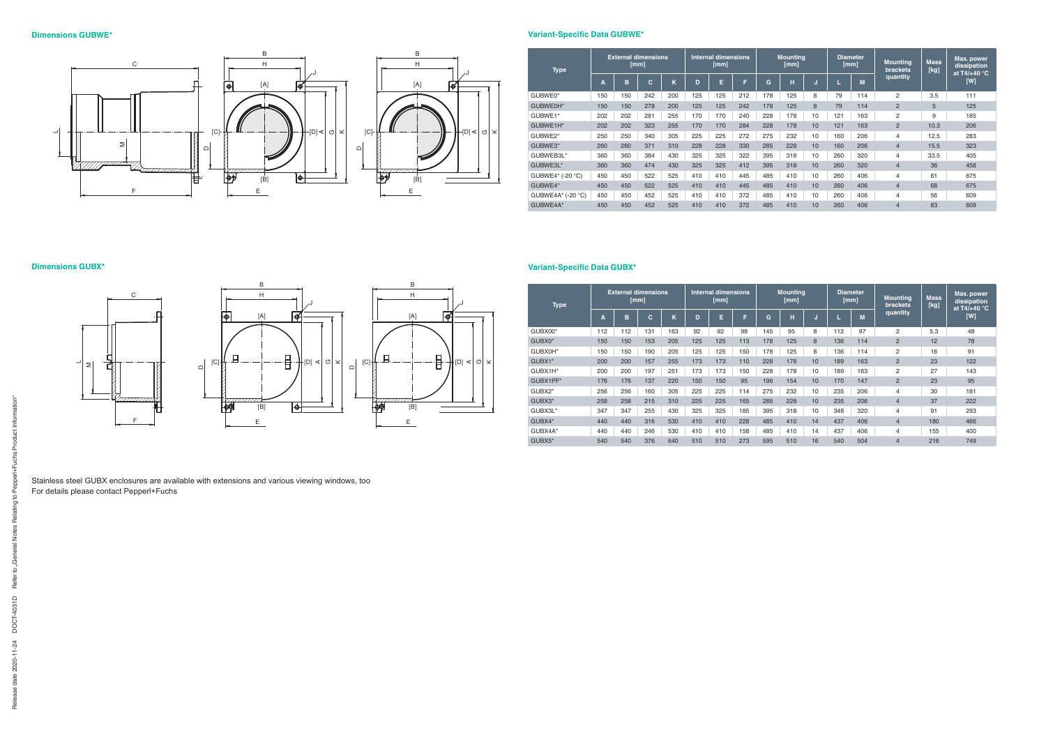## Dimensions GUBWE*

C
B
H
J
[A]
L
M
[C]
[D]
A
G
K
D
[B]
F
E

## Variant-Specific Data GUBWE*

| Type | External dimensions [mm] | | | | Internal dimensions [mm] | | | Mounting [mm] | | | Diameter [mm] | | Mounting brackets quantity | Mass [kg] | Max. power dissipation at T4/+40 °C [W] |
|---|---|---|---|---|---|---|---|---|---|---|---|---|---|---|---|
| | A | B | C | K | D | E | F | G | H | J | L | M | | | |
| GUBWE0* | 150 | 150 | 242 | 200 | 125 | 125 | 212 | 178 | 125 | 8 | 79 | 114 | 2 | 3.5 | 111 |
| GUBWE0H* | 150 | 150 | 278 | 200 | 125 | 125 | 242 | 178 | 125 | 8 | 79 | 114 | 2 | 5 | 125 |
| GUBWE1* | 202 | 202 | 281 | 255 | 170 | 170 | 240 | 228 | 178 | 10 | 121 | 163 | 2 | 9 | 185 |
| GUBWE1H* | 202 | 202 | 323 | 255 | 170 | 170 | 284 | 228 | 178 | 10 | 121 | 163 | 2 | 10.3 | 206 |
| GUBWE2* | 250 | 250 | 340 | 305 | 225 | 225 | 272 | 275 | 232 | 10 | 160 | 206 | 4 | 12.5 | 283 |
| GUBWE3* | 260 | 260 | 371 | 310 | 228 | 228 | 330 | 285 | 228 | 10 | 160 | 206 | 4 | 15.5 | 323 |
| GUBWEB3L* | 360 | 360 | 384 | 430 | 325 | 325 | 322 | 395 | 318 | 10 | 260 | 320 | 4 | 33.5 | 405 |
| GUBWE3L* | 360 | 360 | 474 | 430 | 325 | 325 | 412 | 395 | 318 | 10 | 260 | 320 | 4 | 36 | 458 |
| GUBWE4* (-20 °C) | 450 | 450 | 522 | 525 | 410 | 410 | 445 | 485 | 410 | 10 | 260 | 406 | 4 | 61 | 675 |
| GUBWE4* | 450 | 450 | 522 | 525 | 410 | 410 | 445 | 485 | 410 | 10 | 260 | 406 | 4 | 68 | 675 |
| GUBWE4A* (-20 °C) | 450 | 450 | 452 | 525 | 410 | 410 | 372 | 485 | 410 | 10 | 260 | 406 | 4 | 56 | 609 |
| GUBWE4A* | 450 | 450 | 452 | 525 | 410 | 410 | 372 | 485 | 410 | 10 | 260 | 406 | 4 | 63 | 609 |

## Dimensions GUBX*

C
B
H
J
[A]
L
M
[C]
[D]
A
G
K
D
[B]
F
E

## Variant-Specific Data GUBX*

| Type | External dimensions [mm] | | | | Internal dimensions [mm] | | | Mounting [mm] | | | Diameter [mm] | | Mounting brackets quantity | Mass [kg] | Max. power dissipation at T4/+40 °C [W] |
|---|---|---|---|---|---|---|---|---|---|---|---|---|---|---|---|
| | A | B | C | K | D | E | F | G | H | J | L | M | | | |
| GUBX00* | 112 | 112 | 131 | 163 | 92 | 92 | 98 | 145 | 95 | 8 | 112 | 97 | 2 | 5.3 | 48 |
| GUBX0* | 150 | 150 | 153 | 205 | 125 | 125 | 113 | 178 | 125 | 8 | 136 | 114 | 2 | 12 | 78 |
| GUBX0H* | 150 | 150 | 190 | 205 | 125 | 125 | 150 | 178 | 125 | 8 | 136 | 114 | 2 | 16 | 91 |
| GUBX1* | 200 | 200 | 157 | 255 | 173 | 173 | 110 | 228 | 178 | 10 | 189 | 163 | 2 | 23 | 122 |
| GUBX1H* | 200 | 200 | 197 | 251 | 173 | 173 | 150 | 228 | 178 | 10 | 189 | 163 | 2 | 27 | 143 |
| GUBX1PF* | 176 | 176 | 137 | 220 | 150 | 150 | 95 | 196 | 154 | 10 | 170 | 147 | 2 | 23 | 95 |
| GUBX2* | 256 | 256 | 160 | 305 | 225 | 225 | 114 | 275 | 232 | 10 | 235 | 206 | 4 | 30 | 181 |
| GUBX3* | 258 | 258 | 215 | 310 | 225 | 225 | 165 | 285 | 228 | 10 | 235 | 206 | 4 | 37 | 222 |
| GUBX3L* | 347 | 347 | 255 | 430 | 325 | 325 | 185 | 395 | 318 | 10 | 348 | 320 | 4 | 91 | 293 |
| GUBX4* | 440 | 440 | 316 | 530 | 410 | 410 | 228 | 485 | 410 | 14 | 437 | 406 | 4 | 180 | 466 |
| GUBX4A* | 440 | 440 | 246 | 530 | 410 | 410 | 158 | 485 | 410 | 14 | 437 | 406 | 4 | 155 | 400 |
| GUBX5* | 540 | 540 | 376 | 640 | 510 | 510 | 273 | 595 | 510 | 16 | 540 | 504 | 4 | 216 | 749 |

Stainless steel GUBX enclosures are available with extensions and various viewing windows, too
For details please contact Pepperl+Fuchs